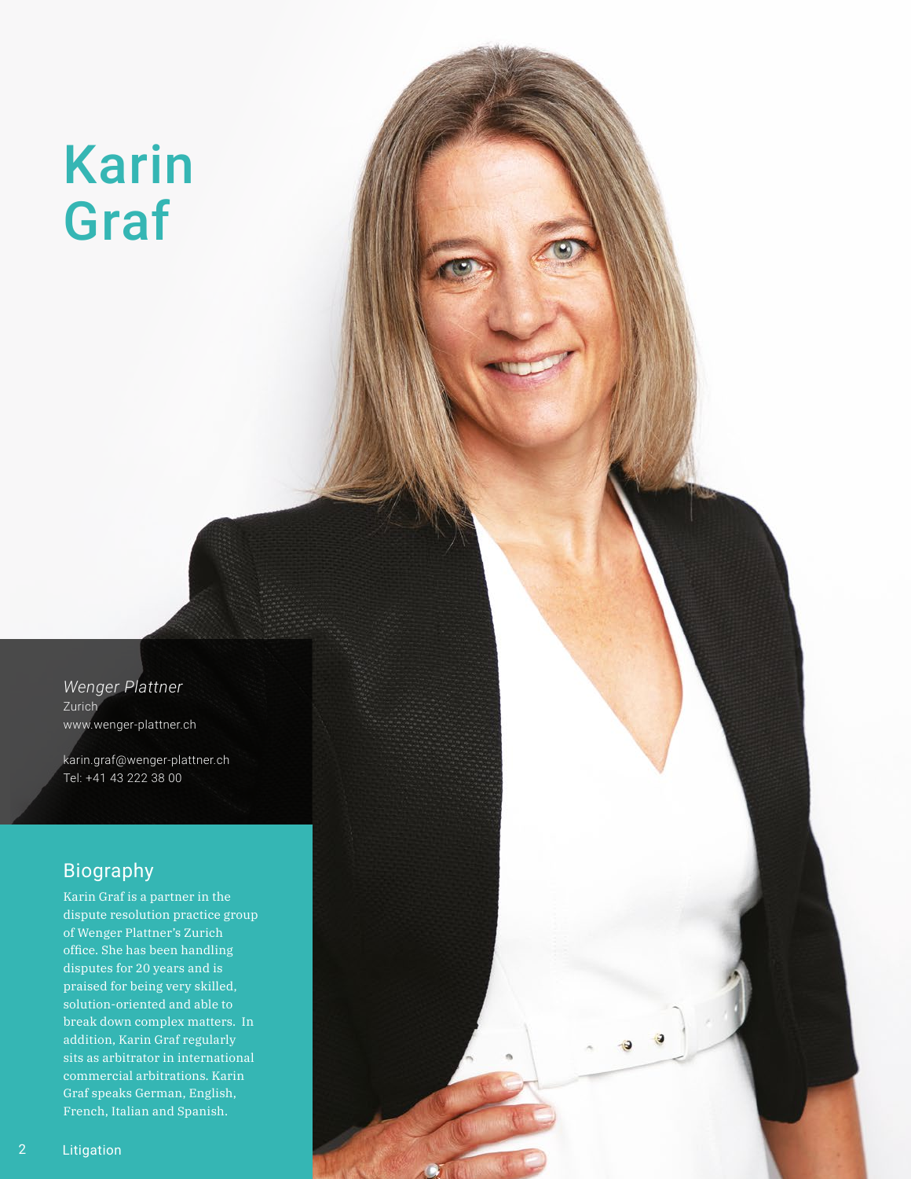# Karin Graf

*Wenger Plattner*
Zurich
www.wenger-plattner.ch

karin.graf@wenger-plattner.ch
Tel: +41 43 222 38 00

## Biography

Karin Graf is a partner in the dispute resolution practice group of Wenger Plattner's Zurich office. She has been handling disputes for 20 years and is praised for being very skilled, solution-oriented and able to break down complex matters. In addition, Karin Graf regularly sits as arbitrator in international commercial arbitrations. Karin Graf speaks German, English, French, Italian and Spanish.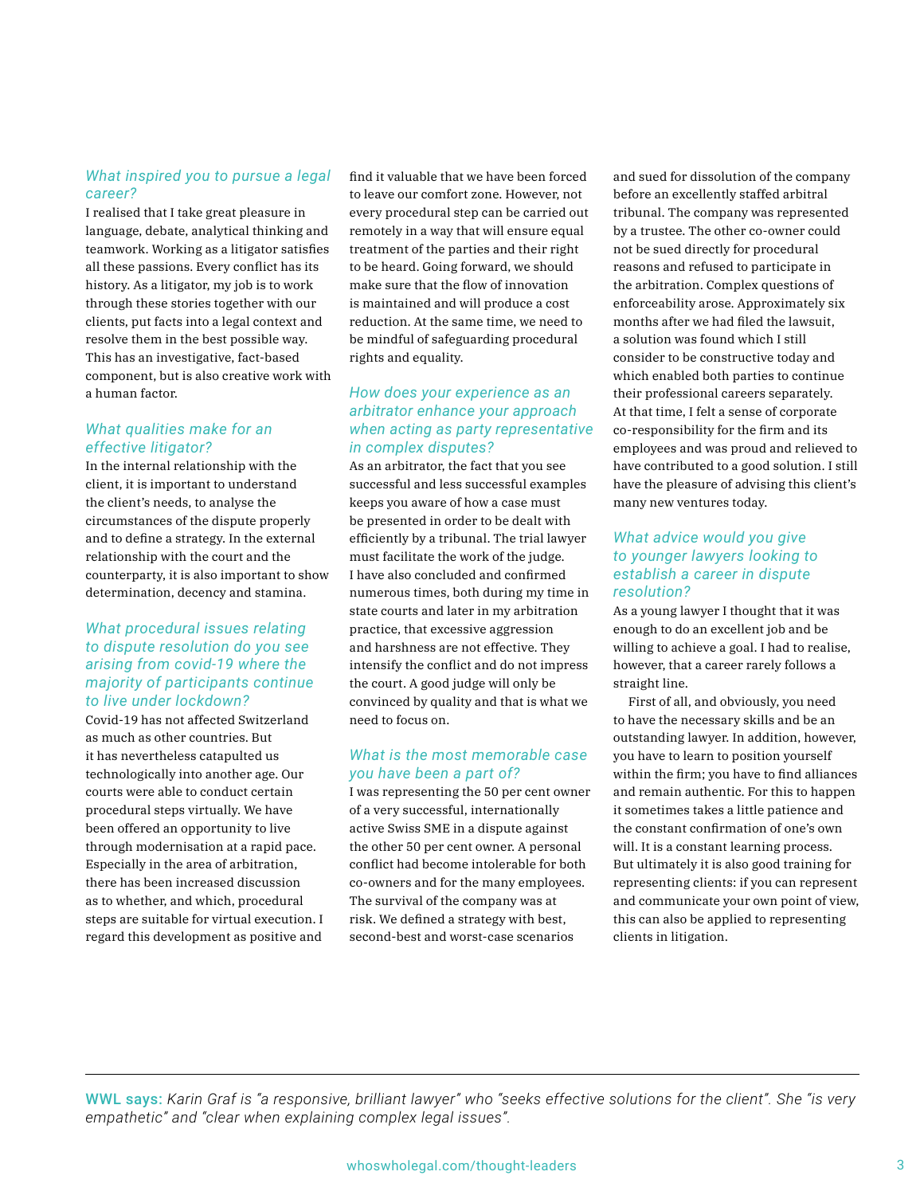### What inspired you to pursue a legal career?

I realised that I take great pleasure in language, debate, analytical thinking and teamwork. Working as a litigator satisfies all these passions. Every conflict has its history. As a litigator, my job is to work through these stories together with our clients, put facts into a legal context and resolve them in the best possible way. This has an investigative, fact-based component, but is also creative work with a human factor.

### What qualities make for an effective litigator?

In the internal relationship with the client, it is important to understand the client's needs, to analyse the circumstances of the dispute properly and to define a strategy. In the external relationship with the court and the counterparty, it is also important to show determination, decency and stamina.

### What procedural issues relating to dispute resolution do you see arising from covid-19 where the majority of participants continue to live under lockdown?

Covid-19 has not affected Switzerland as much as other countries. But it has nevertheless catapulted us technologically into another age. Our courts were able to conduct certain procedural steps virtually. We have been offered an opportunity to live through modernisation at a rapid pace. Especially in the area of arbitration, there has been increased discussion as to whether, and which, procedural steps are suitable for virtual execution. I regard this development as positive and find it valuable that we have been forced to leave our comfort zone. However, not every procedural step can be carried out remotely in a way that will ensure equal treatment of the parties and their right to be heard. Going forward, we should make sure that the flow of innovation is maintained and will produce a cost reduction. At the same time, we need to be mindful of safeguarding procedural rights and equality.

### How does your experience as an arbitrator enhance your approach when acting as party representative in complex disputes?

As an arbitrator, the fact that you see successful and less successful examples keeps you aware of how a case must be presented in order to be dealt with efficiently by a tribunal. The trial lawyer must facilitate the work of the judge. I have also concluded and confirmed numerous times, both during my time in state courts and later in my arbitration practice, that excessive aggression and harshness are not effective. They intensify the conflict and do not impress the court. A good judge will only be convinced by quality and that is what we need to focus on.

### What is the most memorable case you have been a part of?

I was representing the 50 per cent owner of a very successful, internationally active Swiss SME in a dispute against the other 50 per cent owner. A personal conflict had become intolerable for both co-owners and for the many employees. The survival of the company was at risk. We defined a strategy with best, second-best and worst-case scenarios and sued for dissolution of the company before an excellently staffed arbitral tribunal. The company was represented by a trustee. The other co-owner could not be sued directly for procedural reasons and refused to participate in the arbitration. Complex questions of enforceability arose. Approximately six months after we had filed the lawsuit, a solution was found which I still consider to be constructive today and which enabled both parties to continue their professional careers separately. At that time, I felt a sense of corporate co-responsibility for the firm and its employees and was proud and relieved to have contributed to a good solution. I still have the pleasure of advising this client's many new ventures today.

### What advice would you give to younger lawyers looking to establish a career in dispute resolution?

As a young lawyer I thought that it was enough to do an excellent job and be willing to achieve a goal. I had to realise, however, that a career rarely follows a straight line.

First of all, and obviously, you need to have the necessary skills and be an outstanding lawyer. In addition, however, you have to learn to position yourself within the firm; you have to find alliances and remain authentic. For this to happen it sometimes takes a little patience and the constant confirmation of one's own will. It is a constant learning process. But ultimately it is also good training for representing clients: if you can represent and communicate your own point of view, this can also be applied to representing clients in litigation.

---

**WWL says:** *Karin Graf is "a responsive, brilliant lawyer" who "seeks effective solutions for the client". She "is very empathetic" and "clear when explaining complex legal issues".*

whoswholegal.com/thought-leaders